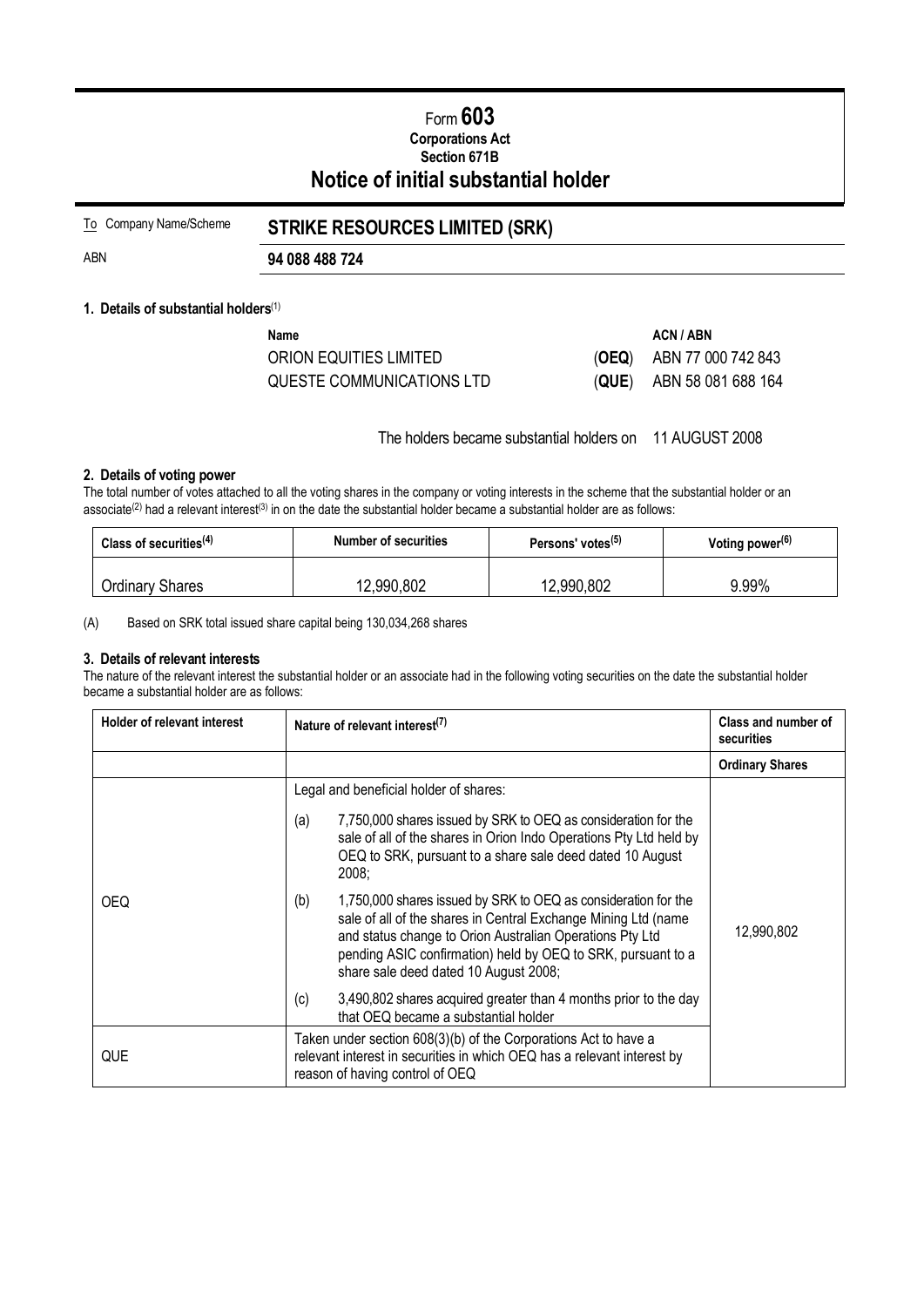# Form **603**

**Corporations Act**

**Section 671B**

## Notice of initial substantial holder

| To Company Name/Scheme | **STRIKE RESOURCES LIMITED (SRK)** |
|---|---|
| ABN | **94 088 488 724** |

### 1. Details of substantial holders[1]

| Name | | ACN / ABN |
|---|---|---|
| ORION EQUITIES LIMITED | (**OEQ**) | ABN 77 000 742 843 |
| QUESTE COMMUNICATIONS LTD | (**QUE**) | ABN 58 081 688 164 |

The holders became substantial holders on 11 AUGUST 2008

### 2. Details of voting power

The total number of votes attached to all the voting shares in the company or voting interests in the scheme that the substantial holder or an associate[2] had a relevant interest[3] in on the date the substantial holder became a substantial holder are as follows:

| Class of securities[4] | Number of securities | Persons' votes[5] | Voting power[6] |
|---|---|---|---|
| Ordinary Shares | 12,990,802 | 12,990,802 | 9.99% |

(A) Based on SRK total issued share capital being 130,034,268 shares

### 3. Details of relevant interests

The nature of the relevant interest the substantial holder or an associate had in the following voting securities on the date the substantial holder became a substantial holder are as follows:

| Holder of relevant interest | Nature of relevant interest[7] | Class and number of securities |
|---|---|---|
| | | **Ordinary Shares** |
| OEQ | Legal and beneficial holder of shares:<br>(a) 7,750,000 shares issued by SRK to OEQ as consideration for the sale of all of the shares in Orion Indo Operations Pty Ltd held by OEQ to SRK, pursuant to a share sale deed dated 10 August 2008;<br>(b) 1,750,000 shares issued by SRK to OEQ as consideration for the sale of all of the shares in Central Exchange Mining Ltd (name and status change to Orion Australian Operations Pty Ltd pending ASIC confirmation) held by OEQ to SRK, pursuant to a share sale deed dated 10 August 2008;<br>(c) 3,490,802 shares acquired greater than 4 months prior to the day that OEQ became a substantial holder | 12,990,802 |
| QUE | Taken under section 608(3)(b) of the Corporations Act to have a relevant interest in securities in which OEQ has a relevant interest by reason of having control of OEQ | |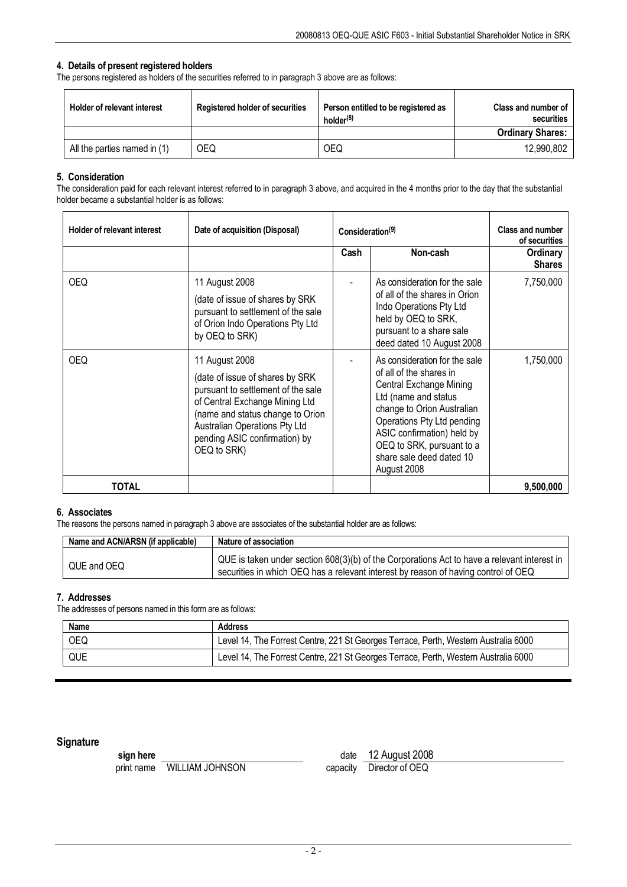### 4. Details of present registered holders

The persons registered as holders of the securities referred to in paragraph 3 above are as follows:

| Holder of relevant interest | Registered holder of securities | Person entitled to be registered as holder[(8)] | Class and number of securities |
|---|---|---|---|
| | | | **Ordinary Shares:** |
| All the parties named in (1) | OEQ | OEQ | 12,990,802 |

### 5. Consideration

The consideration paid for each relevant interest referred to in paragraph 3 above, and acquired in the 4 months prior to the day that the substantial holder became a substantial holder is as follows:

| Holder of relevant interest | Date of acquisition (Disposal) | Consideration[(9)] | | Class and number of securities |
|---|---|---|---|---|
| | | Cash | Non-cash | Ordinary Shares |
| OEQ | 11 August 2008 (date of issue of shares by SRK pursuant to settlement of the sale of Orion Indo Operations Pty Ltd by OEQ to SRK) | - | As consideration for the sale of all of the shares in Orion Indo Operations Pty Ltd held by OEQ to SRK, pursuant to a share sale deed dated 10 August 2008 | 7,750,000 |
| OEQ | 11 August 2008 (date of issue of shares by SRK pursuant to settlement of the sale of Central Exchange Mining Ltd (name and status change to Orion Australian Operations Pty Ltd pending ASIC confirmation) by OEQ to SRK) | - | As consideration for the sale of all of the shares in Central Exchange Mining Ltd (name and status change to Orion Australian Operations Pty Ltd pending ASIC confirmation) held by OEQ to SRK, pursuant to a share sale deed dated 10 August 2008 | 1,750,000 |
| **TOTAL** | | | | **9,500,000** |

### 6. Associates

The reasons the persons named in paragraph 3 above are associates of the substantial holder are as follows:

| Name and ACN/ARSN (if applicable) | Nature of association |
|---|---|
| QUE and OEQ | QUE is taken under section 608(3)(b) of the Corporations Act to have a relevant interest in securities in which OEQ has a relevant interest by reason of having control of OEQ |

### 7. Addresses

The addresses of persons named in this form are as follows:

| Name | Address |
|---|---|
| OEQ | Level 14, The Forrest Centre, 221 St Georges Terrace, Perth, Western Australia 6000 |
| QUE | Level 14, The Forrest Centre, 221 St Georges Terrace, Perth, Western Australia 6000 |

## Signature

**sign here** ____________________ date 12 August 2008

print name WILLIAM JOHNSON capacity Director of OEQ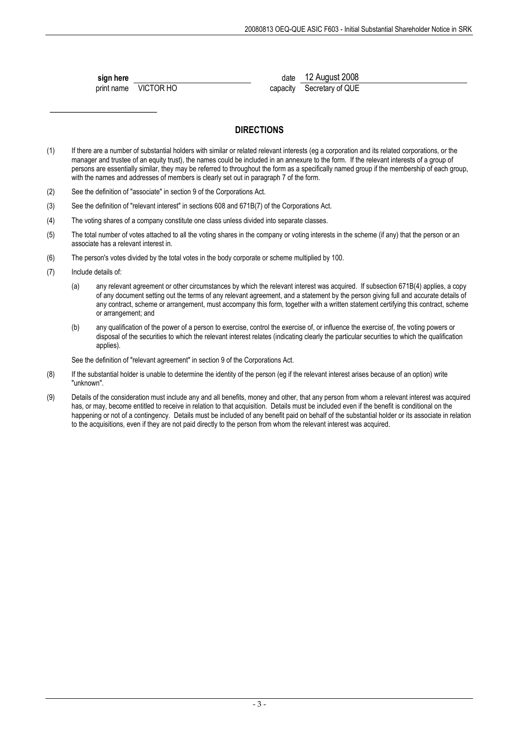| | | | |
|---|---|---|---|
| **sign here** | | date | 12 August 2008 |
| print name | VICTOR HO | capacity | Secretary of QUE |

## DIRECTIONS

(1) If there are a number of substantial holders with similar or related relevant interests (eg a corporation and its related corporations, or the manager and trustee of an equity trust), the names could be included in an annexure to the form. If the relevant interests of a group of persons are essentially similar, they may be referred to throughout the form as a specifically named group if the membership of each group, with the names and addresses of members is clearly set out in paragraph 7 of the form.

(2) See the definition of "associate" in section 9 of the Corporations Act.

(3) See the definition of "relevant interest" in sections 608 and 671B(7) of the Corporations Act.

(4) The voting shares of a company constitute one class unless divided into separate classes.

(5) The total number of votes attached to all the voting shares in the company or voting interests in the scheme (if any) that the person or an associate has a relevant interest in.

(6) The person's votes divided by the total votes in the body corporate or scheme multiplied by 100.

(7) Include details of:

(a) any relevant agreement or other circumstances by which the relevant interest was acquired. If subsection 671B(4) applies, a copy of any document setting out the terms of any relevant agreement, and a statement by the person giving full and accurate details of any contract, scheme or arrangement, must accompany this form, together with a written statement certifying this contract, scheme or arrangement; and

(b) any qualification of the power of a person to exercise, control the exercise of, or influence the exercise of, the voting powers or disposal of the securities to which the relevant interest relates (indicating clearly the particular securities to which the qualification applies).

See the definition of "relevant agreement" in section 9 of the Corporations Act.

(8) If the substantial holder is unable to determine the identity of the person (eg if the relevant interest arises because of an option) write "unknown".

(9) Details of the consideration must include any and all benefits, money and other, that any person from whom a relevant interest was acquired has, or may, become entitled to receive in relation to that acquisition. Details must be included even if the benefit is conditional on the happening or not of a contingency. Details must be included of any benefit paid on behalf of the substantial holder or its associate in relation to the acquisitions, even if they are not paid directly to the person from whom the relevant interest was acquired.